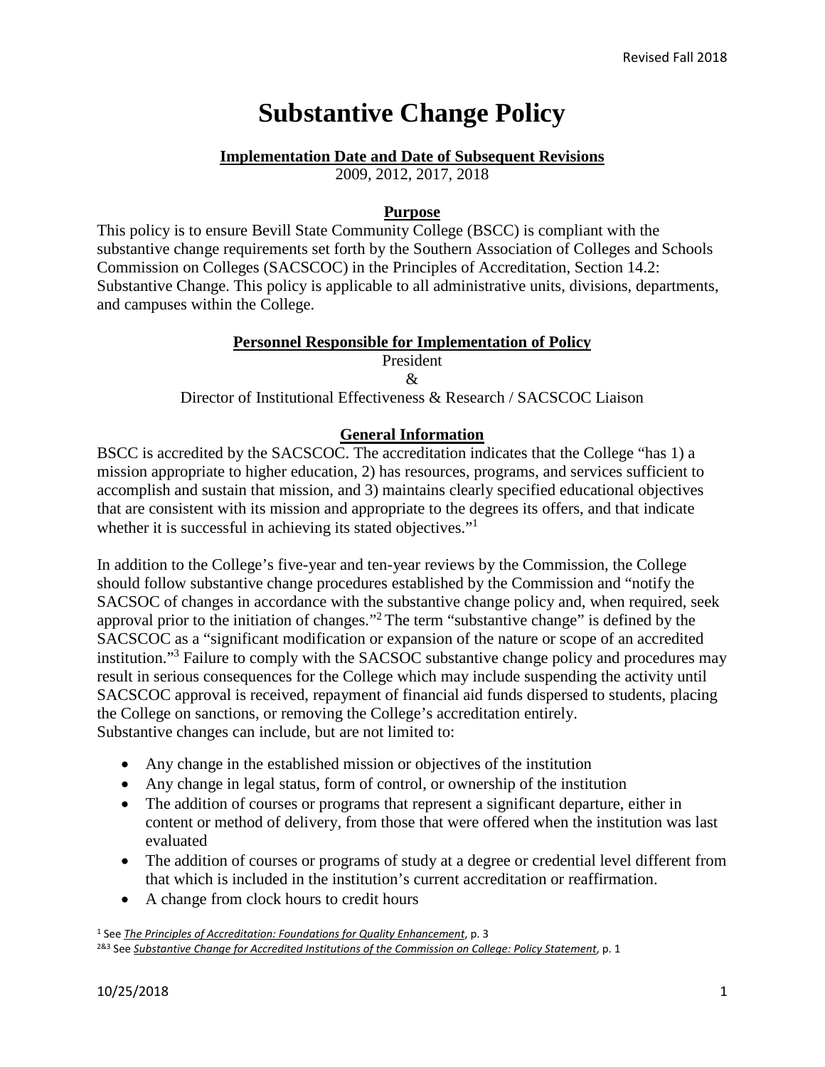# Substantive Change Policy

**Implementation Date and Date of Subsequent Revisions**

2009, 2012, 2017, 2018

## Purpose

This policy is to ensure Bevill State Community College (BSCC) is compliant with the substantive change requirements set forth by the Southern Association of Colleges and Schools Commission on Colleges (SACSCOC) in the Principles of Accreditation, Section 14.2: Substantive Change. This policy is applicable to all administrative units, divisions, departments, and campuses within the College.

## Personnel Responsible for Implementation of Policy

President

&

Director of Institutional Effectiveness & Research / SACSCOC Liaison

## General Information

BSCC is accredited by the SACSCOC. The accreditation indicates that the College "has 1) a mission appropriate to higher education, 2) has resources, programs, and services sufficient to accomplish and sustain that mission, and 3) maintains clearly specified educational objectives that are consistent with its mission and appropriate to the degrees its offers, and that indicate whether it is successful in achieving its stated objectives."[1]

In addition to the College's five-year and ten-year reviews by the Commission, the College should follow substantive change procedures established by the Commission and "notify the SACSOC of changes in accordance with the substantive change policy and, when required, seek approval prior to the initiation of changes."[2] The term "substantive change" is defined by the SACSCOC as a "significant modification or expansion of the nature or scope of an accredited institution."[3] Failure to comply with the SACSOC substantive change policy and procedures may result in serious consequences for the College which may include suspending the activity until SACSCOC approval is received, repayment of financial aid funds dispersed to students, placing the College on sanctions, or removing the College's accreditation entirely.
Substantive changes can include, but are not limited to:

- Any change in the established mission or objectives of the institution
- Any change in legal status, form of control, or ownership of the institution
- The addition of courses or programs that represent a significant departure, either in content or method of delivery, from those that were offered when the institution was last evaluated
- The addition of courses or programs of study at a degree or credential level different from that which is included in the institution's current accreditation or reaffirmation.
- A change from clock hours to credit hours

[1] See *The Principles of Accreditation: Foundations for Quality Enhancement*, p. 3

[2&3] See *Substantive Change for Accredited Institutions of the Commission on College: Policy Statement*, p. 1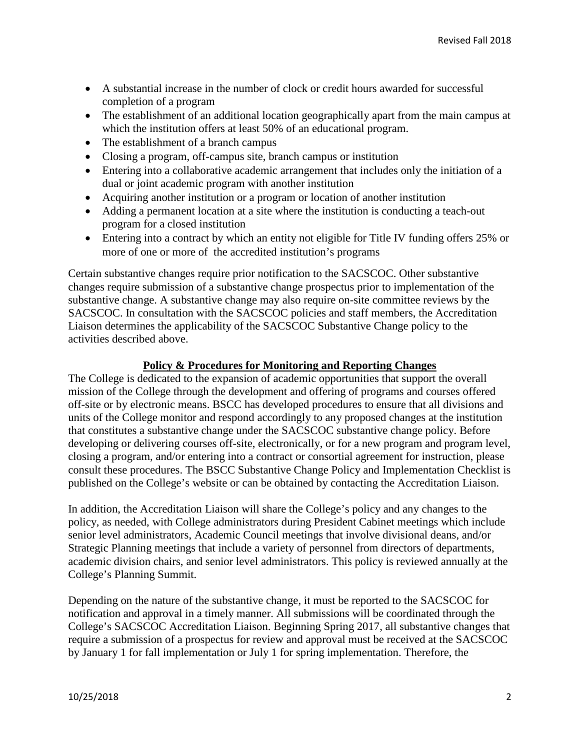- A substantial increase in the number of clock or credit hours awarded for successful completion of a program
- The establishment of an additional location geographically apart from the main campus at which the institution offers at least 50% of an educational program.
- The establishment of a branch campus
- Closing a program, off-campus site, branch campus or institution
- Entering into a collaborative academic arrangement that includes only the initiation of a dual or joint academic program with another institution
- Acquiring another institution or a program or location of another institution
- Adding a permanent location at a site where the institution is conducting a teach-out program for a closed institution
- Entering into a contract by which an entity not eligible for Title IV funding offers 25% or more of one or more of the accredited institution's programs

Certain substantive changes require prior notification to the SACSCOC. Other substantive changes require submission of a substantive change prospectus prior to implementation of the substantive change. A substantive change may also require on-site committee reviews by the SACSCOC. In consultation with the SACSCOC policies and staff members, the Accreditation Liaison determines the applicability of the SACSCOC Substantive Change policy to the activities described above.

## Policy & Procedures for Monitoring and Reporting Changes

The College is dedicated to the expansion of academic opportunities that support the overall mission of the College through the development and offering of programs and courses offered off-site or by electronic means. BSCC has developed procedures to ensure that all divisions and units of the College monitor and respond accordingly to any proposed changes at the institution that constitutes a substantive change under the SACSCOC substantive change policy. Before developing or delivering courses off-site, electronically, or for a new program and program level, closing a program, and/or entering into a contract or consortial agreement for instruction, please consult these procedures. The BSCC Substantive Change Policy and Implementation Checklist is published on the College's website or can be obtained by contacting the Accreditation Liaison.

In addition, the Accreditation Liaison will share the College's policy and any changes to the policy, as needed, with College administrators during President Cabinet meetings which include senior level administrators, Academic Council meetings that involve divisional deans, and/or Strategic Planning meetings that include a variety of personnel from directors of departments, academic division chairs, and senior level administrators. This policy is reviewed annually at the College's Planning Summit.

Depending on the nature of the substantive change, it must be reported to the SACSCOC for notification and approval in a timely manner. All submissions will be coordinated through the College's SACSCOC Accreditation Liaison. Beginning Spring 2017, all substantive changes that require a submission of a prospectus for review and approval must be received at the SACSCOC by January 1 for fall implementation or July 1 for spring implementation. Therefore, the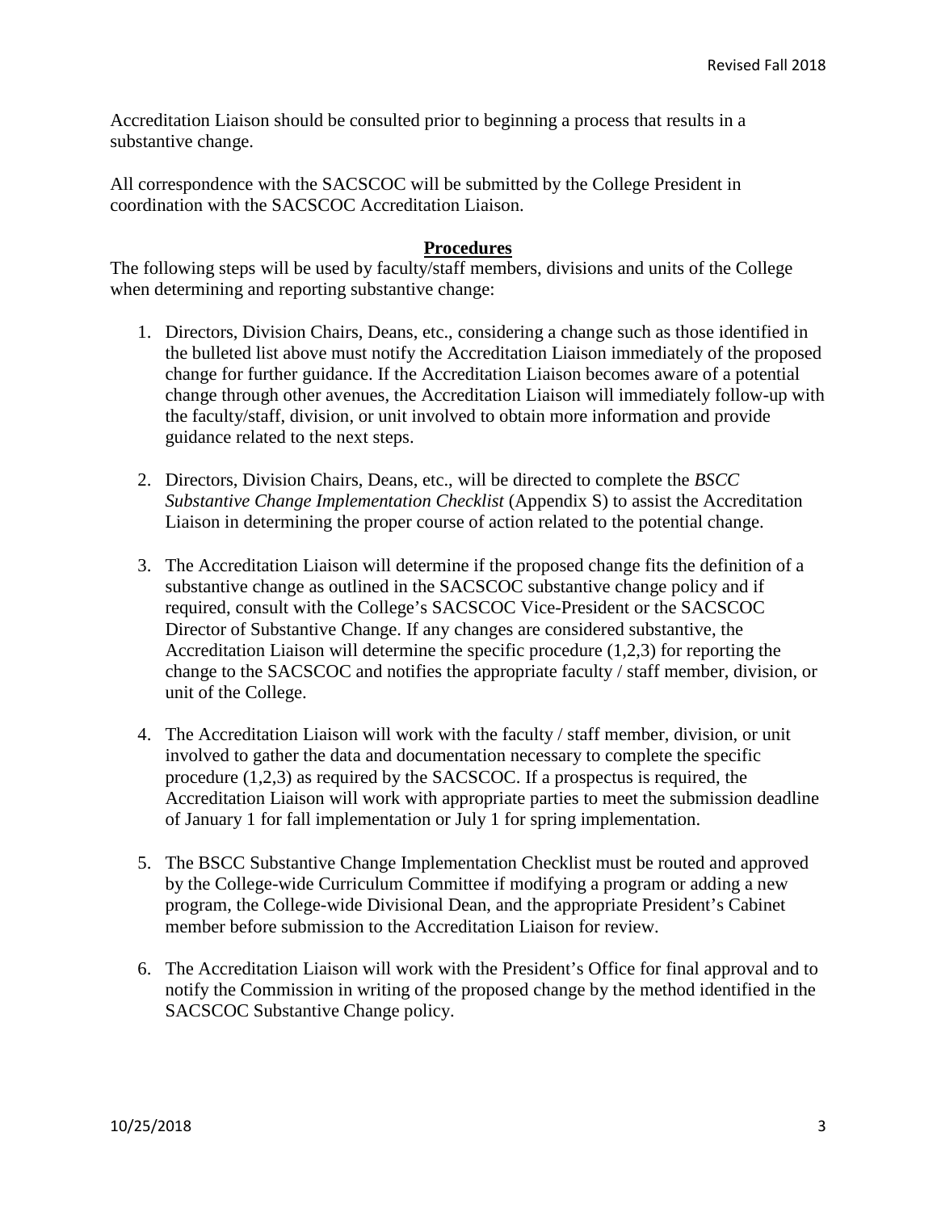Accreditation Liaison should be consulted prior to beginning a process that results in a substantive change.

All correspondence with the SACSCOC will be submitted by the College President in coordination with the SACSCOC Accreditation Liaison.

**Procedures**

The following steps will be used by faculty/staff members, divisions and units of the College when determining and reporting substantive change:

1. Directors, Division Chairs, Deans, etc., considering a change such as those identified in the bulleted list above must notify the Accreditation Liaison immediately of the proposed change for further guidance. If the Accreditation Liaison becomes aware of a potential change through other avenues, the Accreditation Liaison will immediately follow-up with the faculty/staff, division, or unit involved to obtain more information and provide guidance related to the next steps.

2. Directors, Division Chairs, Deans, etc., will be directed to complete the *BSCC Substantive Change Implementation Checklist* (Appendix S) to assist the Accreditation Liaison in determining the proper course of action related to the potential change.

3. The Accreditation Liaison will determine if the proposed change fits the definition of a substantive change as outlined in the SACSCOC substantive change policy and if required, consult with the College's SACSCOC Vice-President or the SACSCOC Director of Substantive Change. If any changes are considered substantive, the Accreditation Liaison will determine the specific procedure (1,2,3) for reporting the change to the SACSCOC and notifies the appropriate faculty / staff member, division, or unit of the College.

4. The Accreditation Liaison will work with the faculty / staff member, division, or unit involved to gather the data and documentation necessary to complete the specific procedure (1,2,3) as required by the SACSCOC. If a prospectus is required, the Accreditation Liaison will work with appropriate parties to meet the submission deadline of January 1 for fall implementation or July 1 for spring implementation.

5. The BSCC Substantive Change Implementation Checklist must be routed and approved by the College-wide Curriculum Committee if modifying a program or adding a new program, the College-wide Divisional Dean, and the appropriate President's Cabinet member before submission to the Accreditation Liaison for review.

6. The Accreditation Liaison will work with the President's Office for final approval and to notify the Commission in writing of the proposed change by the method identified in the SACSCOC Substantive Change policy.